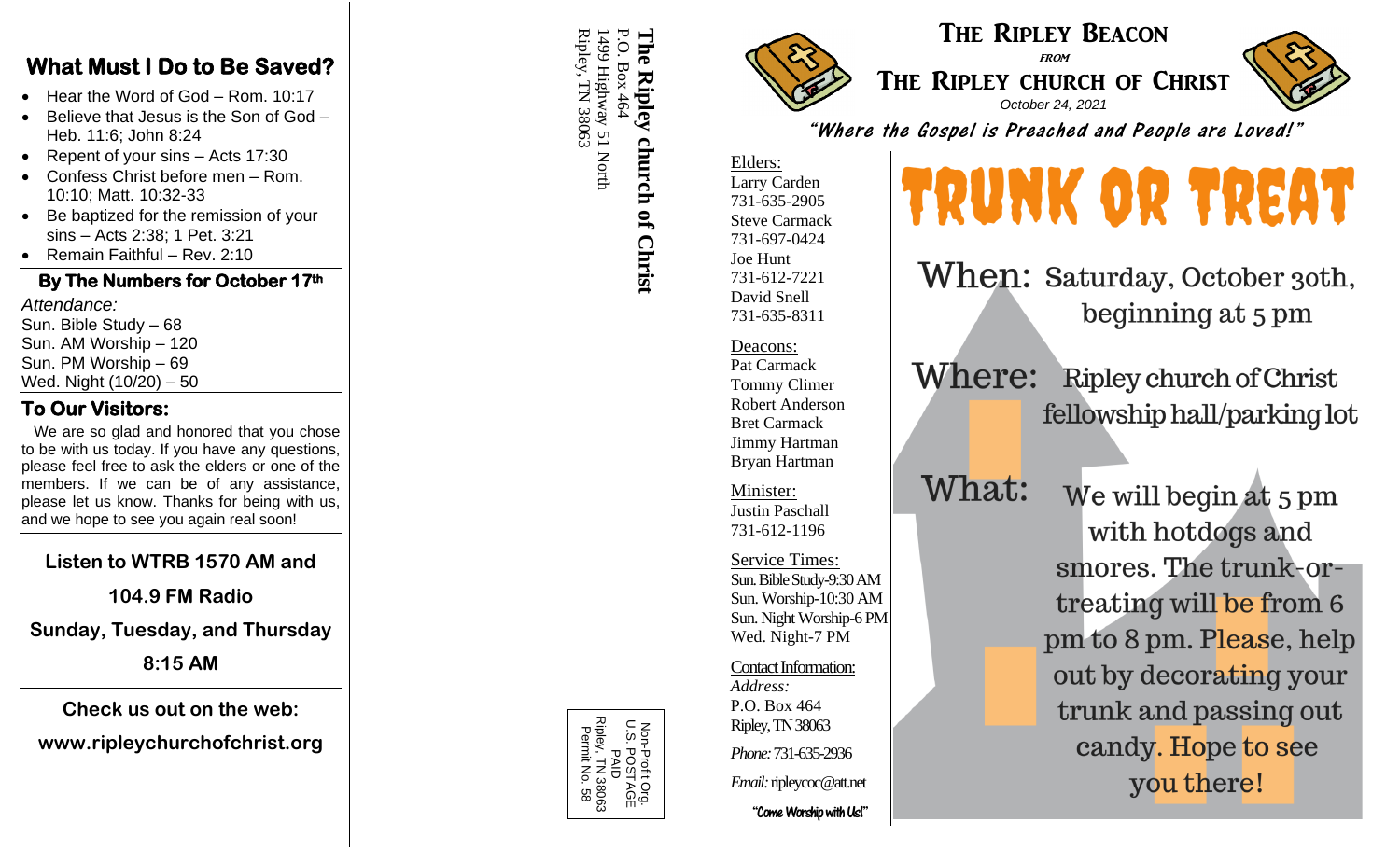## What Must I Do to Be Saved?

- Hear the Word of God – Rom. 10:17
- Believe that Jesus is the Son of God – Heb. 11:6; John 8:24
- Repent of your sins – Acts 17:30
- Confess Christ before men – Rom. 10:10; Matt. 10:32-33
- Be baptized for the remission of your sins – Acts 2:38; 1 Pet. 3:21
- Remain Faithful – Rev. 2:10

### By The Numbers for October 17th

*Attendance:*
Sun. Bible Study – 68
Sun. AM Worship – 120
Sun. PM Worship – 69
Wed. Night (10/20) – 50

### To Our Visitors:

We are so glad and honored that you chose to be with us today. If you have any questions, please feel free to ask the elders or one of the members. If we can be of any assistance, please let us know. Thanks for being with us, and we hope to see you again real soon!

**Listen to WTRB 1570 AM and 104.9 FM Radio**
**Sunday, Tuesday, and Thursday**
**8:15 AM**

**Check us out on the web:**
**www.ripleychurchofchrist.org**

**The Ripley church of Christ**
P.O. Box 464
1499 Highway 51 North
Ripley, TN 38063

Non-Profit Org.
U.S. POSTAGE
PAID
Ripley, TN 38063
Permit No. 58

# The Ripley Beacon

*from*

# The Ripley church of Christ

*October 24, 2021*

*"Where the Gospel is Preached and People are Loved!"*

Elders:
Larry Carden
731-635-2905
Steve Carmack
731-697-0424
Joe Hunt
731-612-7221
David Snell
731-635-8311

Deacons:
Pat Carmack
Tommy Climer
Robert Anderson
Bret Carmack
Jimmy Hartman
Bryan Hartman

Minister:
Justin Paschall
731-612-1196

Service Times:
Sun. Bible Study-9:30 AM
Sun. Worship-10:30 AM
Sun. Night Worship-6 PM
Wed. Night-7 PM

Contact Information:
*Address:*
P.O. Box 464
Ripley, TN 38063

*Phone:* 731-635-2936

*Email:* ripleycoc@att.net

*"Come Worship with Us!"*

# TRUNK OR TREAT

**When:** Saturday, October 30th, beginning at 5 pm

**Where:** Ripley church of Christ fellowship hall/parking lot

**What:** We will begin at 5 pm with hotdogs and smores. The trunk-or-treating will be from 6 pm to 8 pm. Please, help out by decorating your trunk and passing out candy. Hope to see you there!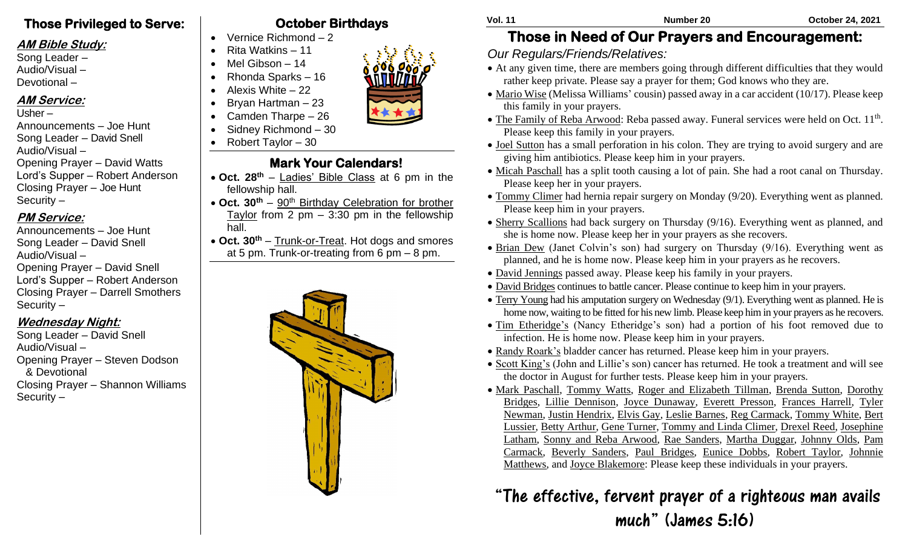## Those Privileged to Serve:

### AM Bible Study:

Song Leader –
Audio/Visual –
Devotional –

### AM Service:

Usher –
Announcements – Joe Hunt
Song Leader – David Snell
Audio/Visual –
Opening Prayer – David Watts
Lord's Supper – Robert Anderson
Closing Prayer – Joe Hunt
Security –

### PM Service:

Announcements – Joe Hunt
Song Leader – David Snell
Audio/Visual –
Opening Prayer – David Snell
Lord's Supper – Robert Anderson
Closing Prayer – Darrell Smothers
Security –

### Wednesday Night:

Song Leader – David Snell
Audio/Visual –
Opening Prayer – Steven Dodson & Devotional
Closing Prayer – Shannon Williams
Security –

## October Birthdays

- Vernice Richmond – 2
- Rita Watkins – 11
- Mel Gibson – 14
- Rhonda Sparks – 16
- Alexis White – 22
- Bryan Hartman – 23
- Camden Tharpe – 26
- Sidney Richmond – 30
- Robert Taylor – 30

## Mark Your Calendars!

- **Oct. 28th** – Ladies' Bible Class at 6 pm in the fellowship hall.
- **Oct. 30th** – 90th Birthday Celebration for brother Taylor from 2 pm – 3:30 pm in the fellowship hall.
- **Oct. 30th** – Trunk-or-Treat. Hot dogs and smores at 5 pm. Trunk-or-treating from 6 pm – 8 pm.

Vol. 11 Number 20 October 24, 2021

## Those in Need of Our Prayers and Encouragement:

*Our Regulars/Friends/Relatives:*

- At any given time, there are members going through different difficulties that they would rather keep private. Please say a prayer for them; God knows who they are.
- Mario Wise (Melissa Williams' cousin) passed away in a car accident (10/17). Please keep this family in your prayers.
- The Family of Reba Arwood: Reba passed away. Funeral services were held on Oct. 11th. Please keep this family in your prayers.
- Joel Sutton has a small perforation in his colon. They are trying to avoid surgery and are giving him antibiotics. Please keep him in your prayers.
- Micah Paschall has a split tooth causing a lot of pain. She had a root canal on Thursday. Please keep her in your prayers.
- Tommy Climer had hernia repair surgery on Monday (9/20). Everything went as planned. Please keep him in your prayers.
- Sherry Scallions had back surgery on Thursday (9/16). Everything went as planned, and she is home now. Please keep her in your prayers as she recovers.
- Brian Dew (Janet Colvin's son) had surgery on Thursday (9/16). Everything went as planned, and he is home now. Please keep him in your prayers as he recovers.
- David Jennings passed away. Please keep his family in your prayers.
- David Bridges continues to battle cancer. Please continue to keep him in your prayers.
- Terry Young had his amputation surgery on Wednesday (9/1). Everything went as planned. He is home now, waiting to be fitted for his new limb. Please keep him in your prayers as he recovers.
- Tim Etheridge's (Nancy Etheridge's son) had a portion of his foot removed due to infection. He is home now. Please keep him in your prayers.
- Randy Roark's bladder cancer has returned. Please keep him in your prayers.
- Scott King's (John and Lillie's son) cancer has returned. He took a treatment and will see the doctor in August for further tests. Please keep him in your prayers.
- Mark Paschall, Tommy Watts, Roger and Elizabeth Tillman, Brenda Sutton, Dorothy Bridges, Lillie Dennison, Joyce Dunaway, Everett Presson, Frances Harrell, Tyler Newman, Justin Hendrix, Elvis Gay, Leslie Barnes, Reg Carmack, Tommy White, Bert Lussier, Betty Arthur, Gene Turner, Tommy and Linda Climer, Drexel Reed, Josephine Latham, Sonny and Reba Arwood, Rae Sanders, Martha Duggar, Johnny Olds, Pam Carmack, Beverly Sanders, Paul Bridges, Eunice Dobbs, Robert Taylor, Johnnie Matthews, and Joyce Blakemore: Please keep these individuals in your prayers.

**"The effective, fervent prayer of a righteous man avails much" (James 5:16)**